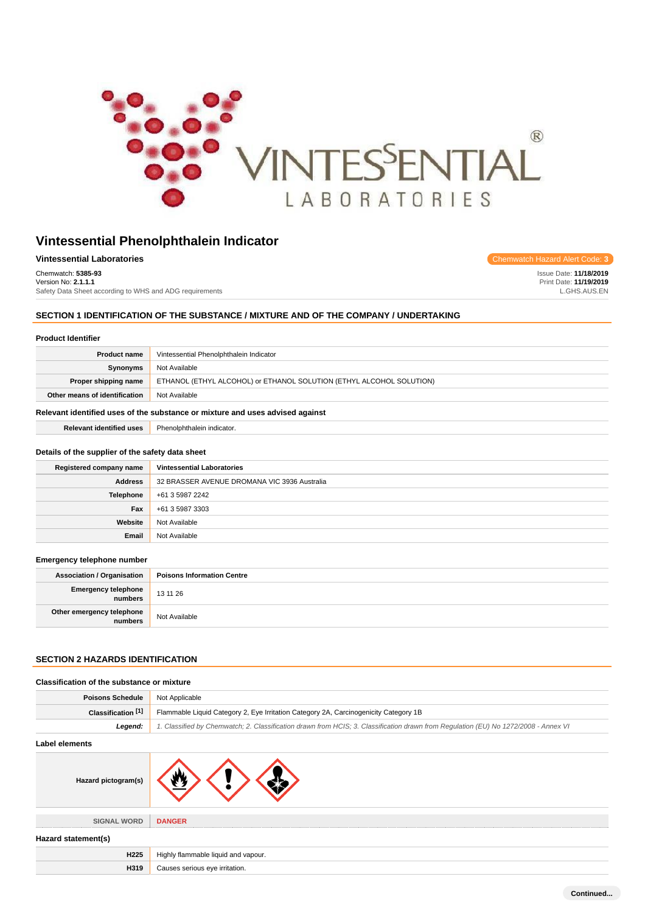# Vintessential Phenolphthalein Indicator

**Vintessential Laboratories**

Chemwatch Hazard Alert Code: **3**

Chemwatch: **5385-93**
Version No: **2.1.1.1**
Safety Data Sheet according to WHS and ADG requirements

Issue Date: **11/18/2019**
Print Date: **11/19/2019**
L.GHS.AUS.EN

## SECTION 1 IDENTIFICATION OF THE SUBSTANCE / MIXTURE AND OF THE COMPANY / UNDERTAKING

### Product Identifier

| | |
|---|---|
| **Product name** | Vintessential Phenolphthalein Indicator |
| **Synonyms** | Not Available |
| **Proper shipping name** | ETHANOL (ETHYL ALCOHOL) or ETHANOL SOLUTION (ETHYL ALCOHOL SOLUTION) |
| **Other means of identification** | Not Available |

### Relevant identified uses of the substance or mixture and uses advised against

| | |
|---|---|
| **Relevant identified uses** | Phenolphthalein indicator. |

### Details of the supplier of the safety data sheet

| | |
|---|---|
| **Registered company name** | **Vintessential Laboratories** |
| **Address** | 32 BRASSER AVENUE DROMANA VIC 3936 Australia |
| **Telephone** | +61 3 5987 2242 |
| **Fax** | +61 3 5987 3303 |
| **Website** | Not Available |
| **Email** | Not Available |

### Emergency telephone number

| | |
|---|---|
| **Association / Organisation** | **Poisons Information Centre** |
| **Emergency telephone numbers** | 13 11 26 |
| **Other emergency telephone numbers** | Not Available |

## SECTION 2 HAZARDS IDENTIFICATION

### Classification of the substance or mixture

| | |
|---|---|
| **Poisons Schedule** | Not Applicable |
| **Classification [1]** | Flammable Liquid Category 2, Eye Irritation Category 2A, Carcinogenicity Category 1B |
| ***Legend:*** | *1. Classified by Chemwatch; 2. Classification drawn from HCIS; 3. Classification drawn from Regulation (EU) No 1272/2008 - Annex VI* |

### Label elements

| | |
|---|---|
| **Hazard pictogram(s)** | |
| SIGNAL WORD | **DANGER** |

### Hazard statement(s)

| | |
|---|---|
| **H225** | Highly flammable liquid and vapour. |
| **H319** | Causes serious eye irritation. |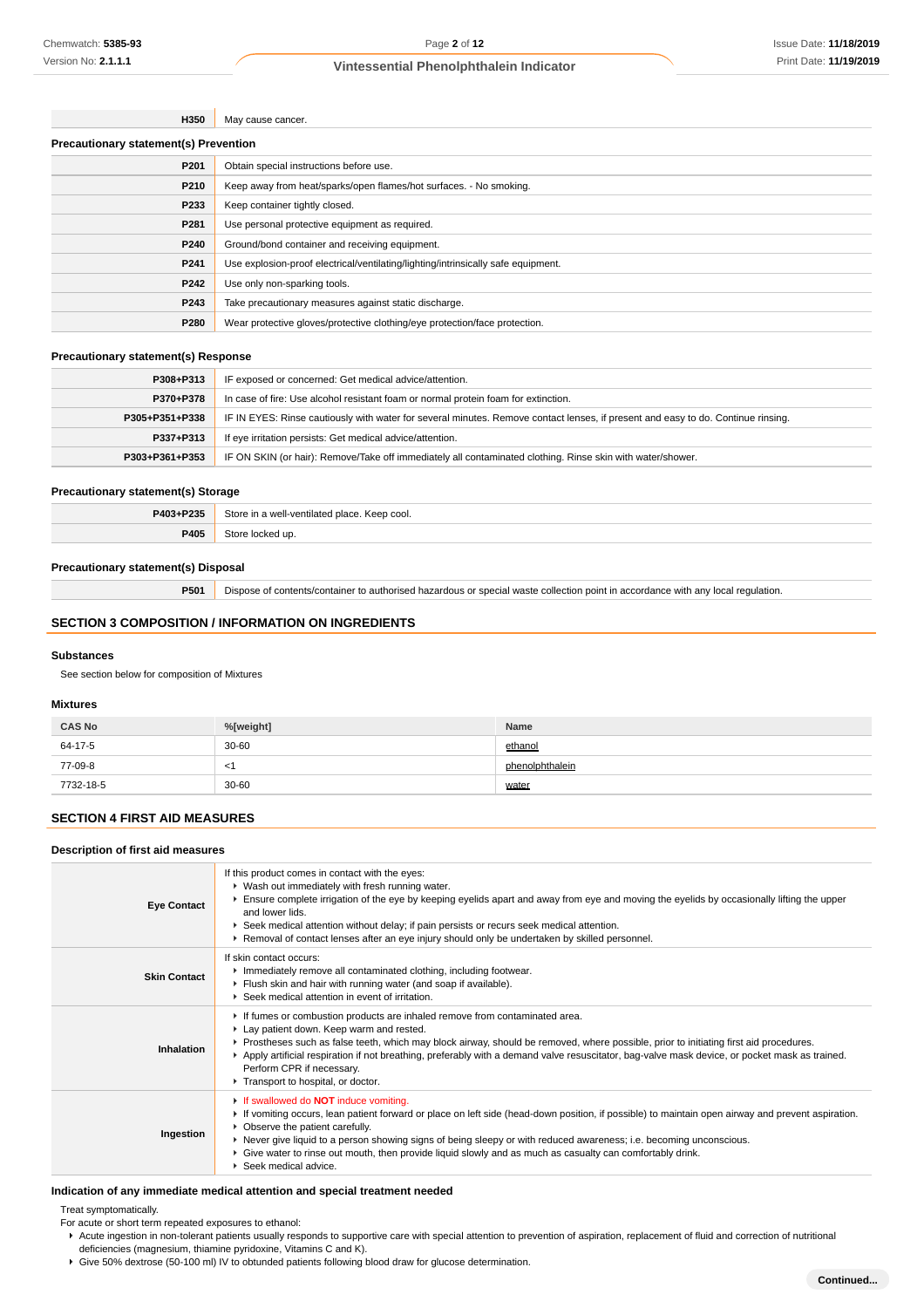| | |
|---|---|
| **H350** | May cause cancer. |

### Precautionary statement(s) Prevention

| | |
|---|---|
| **P201** | Obtain special instructions before use. |
| **P210** | Keep away from heat/sparks/open flames/hot surfaces. - No smoking. |
| **P233** | Keep container tightly closed. |
| **P281** | Use personal protective equipment as required. |
| **P240** | Ground/bond container and receiving equipment. |
| **P241** | Use explosion-proof electrical/ventilating/lighting/intrinsically safe equipment. |
| **P242** | Use only non-sparking tools. |
| **P243** | Take precautionary measures against static discharge. |
| **P280** | Wear protective gloves/protective clothing/eye protection/face protection. |

### Precautionary statement(s) Response

| | |
|---|---|
| **P308+P313** | IF exposed or concerned: Get medical advice/attention. |
| **P370+P378** | In case of fire: Use alcohol resistant foam or normal protein foam for extinction. |
| **P305+P351+P338** | IF IN EYES: Rinse cautiously with water for several minutes. Remove contact lenses, if present and easy to do. Continue rinsing. |
| **P337+P313** | If eye irritation persists: Get medical advice/attention. |
| **P303+P361+P353** | IF ON SKIN (or hair): Remove/Take off immediately all contaminated clothing. Rinse skin with water/shower. |

### Precautionary statement(s) Storage

| | |
|---|---|
| **P403+P235** | Store in a well-ventilated place. Keep cool. |
| **P405** | Store locked up. |

### Precautionary statement(s) Disposal

| | |
|---|---|
| **P501** | Dispose of contents/container to authorised hazardous or special waste collection point in accordance with any local regulation. |

## SECTION 3 COMPOSITION / INFORMATION ON INGREDIENTS

### Substances

See section below for composition of Mixtures

### Mixtures

| CAS No | %[weight] | Name |
|---|---|---|
| 64-17-5 | 30-60 | ethanol |
| 77-09-8 | <1 | phenolphthalein |
| 7732-18-5 | 30-60 | water |

## SECTION 4 FIRST AID MEASURES

### Description of first aid measures

| | |
|---|---|
| **Eye Contact** | If this product comes in contact with the eyes:<br>▸ Wash out immediately with fresh running water.<br>▸ Ensure complete irrigation of the eye by keeping eyelids apart and away from eye and moving the eyelids by occasionally lifting the upper and lower lids.<br>▸ Seek medical attention without delay; if pain persists or recurs seek medical attention.<br>▸ Removal of contact lenses after an eye injury should only be undertaken by skilled personnel. |
| **Skin Contact** | If skin contact occurs:<br>▸ Immediately remove all contaminated clothing, including footwear.<br>▸ Flush skin and hair with running water (and soap if available).<br>▸ Seek medical attention in event of irritation. |
| **Inhalation** | ▸ If fumes or combustion products are inhaled remove from contaminated area.<br>▸ Lay patient down. Keep warm and rested.<br>▸ Prostheses such as false teeth, which may block airway, should be removed, where possible, prior to initiating first aid procedures.<br>▸ Apply artificial respiration if not breathing, preferably with a demand valve resuscitator, bag-valve mask device, or pocket mask as trained. Perform CPR if necessary.<br>▸ Transport to hospital, or doctor. |
| **Ingestion** | ▸ If swallowed do **NOT** induce vomiting.<br>▸ If vomiting occurs, lean patient forward or place on left side (head-down position, if possible) to maintain open airway and prevent aspiration.<br>▸ Observe the patient carefully.<br>▸ Never give liquid to a person showing signs of being sleepy or with reduced awareness; i.e. becoming unconscious.<br>▸ Give water to rinse out mouth, then provide liquid slowly and as much as casualty can comfortably drink.<br>▸ Seek medical advice. |

### Indication of any immediate medical attention and special treatment needed

Treat symptomatically.

For acute or short term repeated exposures to ethanol:

- Acute ingestion in non-tolerant patients usually responds to supportive care with special attention to prevention of aspiration, replacement of fluid and correction of nutritional deficiencies (magnesium, thiamine pyridoxine, Vitamins C and K).
- Give 50% dextrose (50-100 ml) IV to obtunded patients following blood draw for glucose determination.

**Continued...**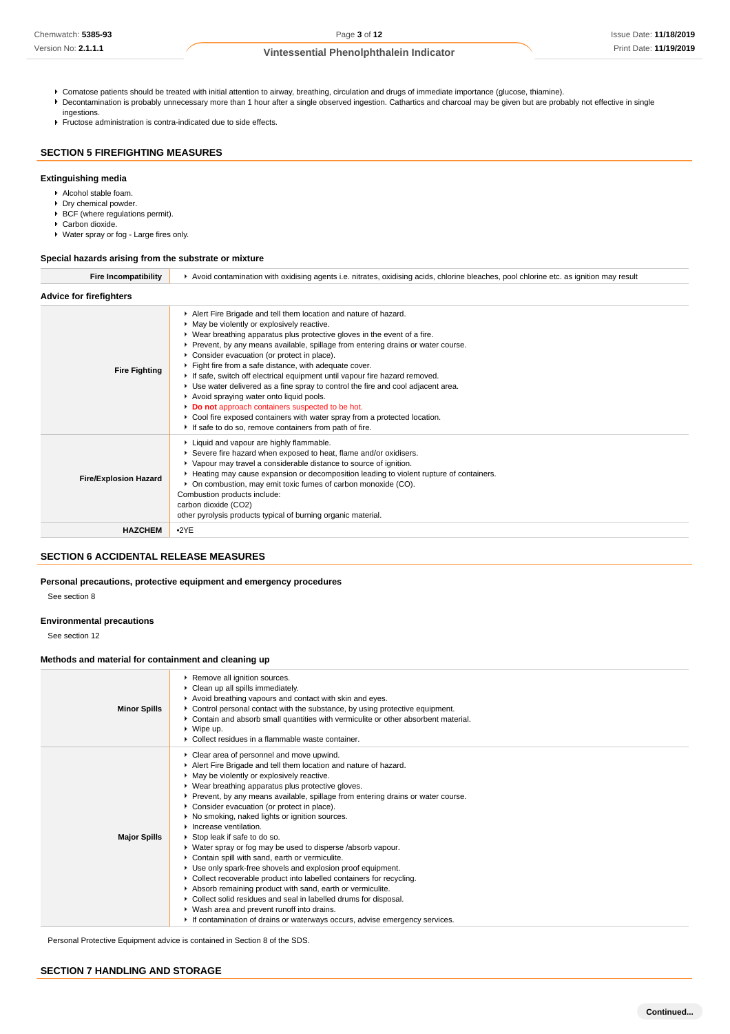- Comatose patients should be treated with initial attention to airway, breathing, circulation and drugs of immediate importance (glucose, thiamine).
- Decontamination is probably unnecessary more than 1 hour after a single observed ingestion. Cathartics and charcoal may be given but are probably not effective in single ingestions.
- Fructose administration is contra-indicated due to side effects.

## SECTION 5 FIREFIGHTING MEASURES

### Extinguishing media

- Alcohol stable foam.
- Dry chemical powder.
- BCF (where regulations permit).
- Carbon dioxide.
- Water spray or fog - Large fires only.

### Special hazards arising from the substrate or mixture

| | |
|---|---|
| **Fire Incompatibility** | Avoid contamination with oxidising agents i.e. nitrates, oxidising acids, chlorine bleaches, pool chlorine etc. as ignition may result |

### Advice for firefighters

| | |
|---|---|
| **Fire Fighting** | • Alert Fire Brigade and tell them location and nature of hazard.<br>• May be violently or explosively reactive.<br>• Wear breathing apparatus plus protective gloves in the event of a fire.<br>• Prevent, by any means available, spillage from entering drains or water course.<br>• Consider evacuation (or protect in place).<br>• Fight fire from a safe distance, with adequate cover.<br>• If safe, switch off electrical equipment until vapour fire hazard removed.<br>• Use water delivered as a fine spray to control the fire and cool adjacent area.<br>• Avoid spraying water onto liquid pools.<br>• **Do not** approach containers suspected to be hot.<br>• Cool fire exposed containers with water spray from a protected location.<br>• If safe to do so, remove containers from path of fire. |
| **Fire/Explosion Hazard** | • Liquid and vapour are highly flammable.<br>• Severe fire hazard when exposed to heat, flame and/or oxidisers.<br>• Vapour may travel a considerable distance to source of ignition.<br>• Heating may cause expansion or decomposition leading to violent rupture of containers.<br>• On combustion, may emit toxic fumes of carbon monoxide (CO).<br>Combustion products include:<br>carbon dioxide ($CO_2$)<br>other pyrolysis products typical of burning organic material. |
| **HAZCHEM** | •2YE |

## SECTION 6 ACCIDENTAL RELEASE MEASURES

### Personal precautions, protective equipment and emergency procedures

See section 8

### Environmental precautions

See section 12

### Methods and material for containment and cleaning up

| | |
|---|---|
| **Minor Spills** | • Remove all ignition sources.<br>• Clean up all spills immediately.<br>• Avoid breathing vapours and contact with skin and eyes.<br>• Control personal contact with the substance, by using protective equipment.<br>• Contain and absorb small quantities with vermiculite or other absorbent material.<br>• Wipe up.<br>• Collect residues in a flammable waste container. |
| **Major Spills** | • Clear area of personnel and move upwind.<br>• Alert Fire Brigade and tell them location and nature of hazard.<br>• May be violently or explosively reactive.<br>• Wear breathing apparatus plus protective gloves.<br>• Prevent, by any means available, spillage from entering drains or water course.<br>• Consider evacuation (or protect in place).<br>• No smoking, naked lights or ignition sources.<br>• Increase ventilation.<br>• Stop leak if safe to do so.<br>• Water spray or fog may be used to disperse /absorb vapour.<br>• Contain spill with sand, earth or vermiculite.<br>• Use only spark-free shovels and explosion proof equipment.<br>• Collect recoverable product into labelled containers for recycling.<br>• Absorb remaining product with sand, earth or vermiculite.<br>• Collect solid residues and seal in labelled drums for disposal.<br>• Wash area and prevent runoff into drains.<br>• If contamination of drains or waterways occurs, advise emergency services. |

Personal Protective Equipment advice is contained in Section 8 of the SDS.

## SECTION 7 HANDLING AND STORAGE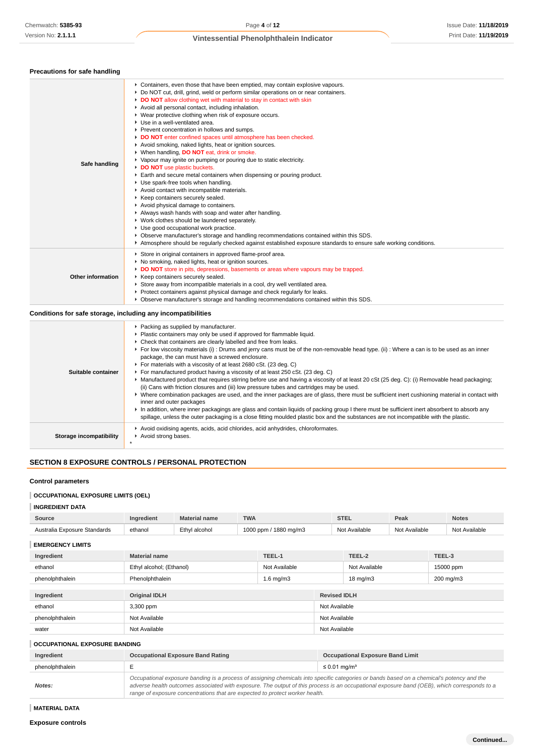### Precations for safe handling

| | |
|---|---|
| **Safe handling** | - Containers, even those that have been emptied, may contain explosive vapours.<br>- Do NOT cut, drill, grind, weld or perform similar operations on or near containers.<br>- **DO NOT** allow clothing wet with material to stay in contact with skin<br>- Avoid all personal contact, including inhalation.<br>- Wear protective clothing when risk of exposure occurs.<br>- Use in a well-ventilated area.<br>- Prevent concentration in hollows and sumps.<br>- **DO NOT** enter confined spaces until atmosphere has been checked.<br>- Avoid smoking, naked lights, heat or ignition sources.<br>- When handling, **DO NOT** eat, drink or smoke.<br>- Vapour may ignite on pumping or pouring due to static electricity.<br>- **DO NOT** use plastic buckets.<br>- Earth and secure metal containers when dispensing or pouring product.<br>- Use spark-free tools when handling.<br>- Avoid contact with incompatible materials.<br>- Keep containers securely sealed.<br>- Avoid physical damage to containers.<br>- Always wash hands with soap and water after handling.<br>- Work clothes should be laundered separately.<br>- Use good occupational work practice.<br>- Observe manufacturer's storage and handling recommendations contained within this SDS.<br>- Atmosphere should be regularly checked against established exposure standards to ensure safe working conditions. |
| **Other information** | - Store in original containers in approved flame-proof area.<br>- No smoking, naked lights, heat or ignition sources.<br>- **DO NOT** store in pits, depressions, basements or areas where vapours may be trapped.<br>- Keep containers securely sealed.<br>- Store away from incompatible materials in a cool, dry well ventilated area.<br>- Protect containers against physical damage and check regularly for leaks.<br>- Observe manufacturer's storage and handling recommendations contained within this SDS. |

### Conditions for safe storage, including any incompatibilities

| | |
|---|---|
| **Suitable container** | - Packing as supplied by manufacturer.<br>- Plastic containers may only be used if approved for flammable liquid.<br>- Check that containers are clearly labelled and free from leaks.<br>- For low viscosity materials (i) : Drums and jerry cans must be of the non-removable head type. (ii) : Where a can is to be used as an inner package, the can must have a screwed enclosure.<br>- For materials with a viscosity of at least 2680 cSt. (23 deg. C)<br>- For manufactured product having a viscosity of at least 250 cSt. (23 deg. C)<br>- Manufactured product that requires stirring before use and having a viscosity of at least 20 cSt (25 deg. C): (i) Removable head packaging; (ii) Cans with friction closures and (iii) low pressure tubes and cartridges may be used.<br>- Where combination packages are used, and the inner packages are of glass, there must be sufficient inert cushioning material in contact with inner and outer packages<br>- In addition, where inner packagings are glass and contain liquids of packing group I there must be sufficient inert absorbent to absorb any spillage, unless the outer packaging is a close fitting moulded plastic box and the substances are not incompatible with the plastic. |
| **Storage incompatibility** | - Avoid oxidising agents, acids, acid chlorides, acid anhydrides, chloroformates.<br>- Avoid strong bases.<br>* |

## SECTION 8 EXPOSURE CONTROLS / PERSONAL PROTECTION

### Control parameters

#### OCCUPATIONAL EXPOSURE LIMITS (OEL)

#### INGREDIENT DATA

| Source | Ingredient | Material name | TWA | STEL | Peak | Notes |
|---|---|---|---|---|---|---|
| Australia Exposure Standards | ethanol | Ethyl alcohol | 1000 ppm / 1880 mg/m3 | Not Available | Not Available | Not Available |

#### EMERGENCY LIMITS

| Ingredient | Material name | TEEL-1 | TEEL-2 | TEEL-3 |
|---|---|---|---|---|
| ethanol | Ethyl alcohol; (Ethanol) | Not Available | Not Available | 15000 ppm |
| phenolphthalein | Phenolphthalein | 1.6 mg/m3 | 18 mg/m3 | 200 mg/m3 |

| Ingredient | Original IDLH | Revised IDLH |
|---|---|---|
| ethanol | 3,300 ppm | Not Available |
| phenolphthalein | Not Available | Not Available |
| water | Not Available | Not Available |

#### OCCUPATIONAL EXPOSURE BANDING

| Ingredient | Occupational Exposure Band Rating | Occupational Exposure Band Limit |
|---|---|---|
| phenolphthalein | E | ≤ 0.01 mg/m³ |
| ***Notes:*** | *Occupational exposure banding is a process of assigning chemicals into specific categories or bands based on a chemical's potency and the adverse health outcomes associated with exposure. The output of this process is an occupational exposure band (OEB), which corresponds to a range of exposure concentrations that are expected to protect worker health.* | |

#### MATERIAL DATA

### Exposure controls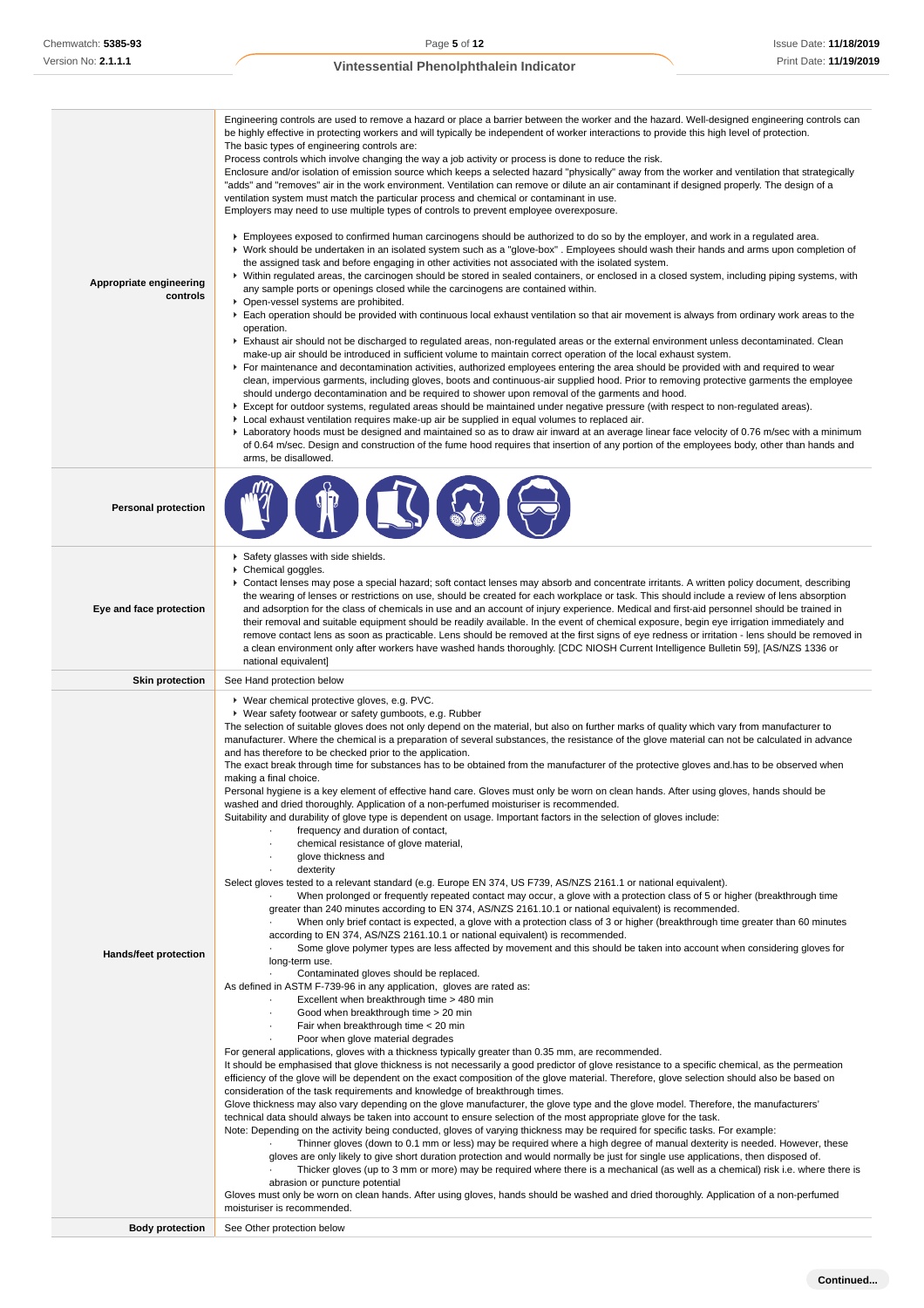| | |
|---|---|
| **Appropriate engineering controls** | Engineering controls are used to remove a hazard or place a barrier between the worker and the hazard. Well-designed engineering controls can be highly effective in protecting workers and will typically be independent of worker interactions to provide this high level of protection.<br>The basic types of engineering controls are:<br>Process controls which involve changing the way a job activity or process is done to reduce the risk.<br>Enclosure and/or isolation of emission source which keeps a selected hazard "physically" away from the worker and ventilation that strategically "adds" and "removes" air in the work environment. Ventilation can remove or dilute an air contaminant if designed properly. The design of a ventilation system must match the particular process and chemical or contaminant in use.<br>Employers may need to use multiple types of controls to prevent employee overexposure.<br><br>▸ Employees exposed to confirmed human carcinogens should be authorized to do so by the employer, and work in a regulated area.<br>▸ Work should be undertaken in an isolated system such as a "glove-box" . Employees should wash their hands and arms upon completion of the assigned task and before engaging in other activities not associated with the isolated system.<br>▸ Within regulated areas, the carcinogen should be stored in sealed containers, or enclosed in a closed system, including piping systems, with any sample ports or openings closed while the carcinogens are contained within.<br>▸ Open-vessel systems are prohibited.<br>▸ Each operation should be provided with continuous local exhaust ventilation so that air movement is always from ordinary work areas to the operation.<br>▸ Exhaust air should not be discharged to regulated areas, non-regulated areas or the external environment unless decontaminated. Clean make-up air should be introduced in sufficient volume to maintain correct operation of the local exhaust system.<br>▸ For maintenance and decontamination activities, authorized employees entering the area should be provided with and required to wear clean, impervious garments, including gloves, boots and continuous-air supplied hood. Prior to removing protective garments the employee should undergo decontamination and be required to shower upon removal of the garments and hood.<br>▸ Except for outdoor systems, regulated areas should be maintained under negative pressure (with respect to non-regulated areas).<br>▸ Local exhaust ventilation requires make-up air be supplied in equal volumes to replaced air.<br>▸ Laboratory hoods must be designed and maintained so as to draw air inward at an average linear face velocity of 0.76 m/sec with a minimum of 0.64 m/sec. Design and construction of the fume hood requires that insertion of any portion of the employees body, other than hands and arms, be disallowed. |
| **Personal protection** | |
| **Eye and face protection** | ▸ Safety glasses with side shields.<br>▸ Chemical goggles.<br>▸ Contact lenses may pose a special hazard; soft contact lenses may absorb and concentrate irritants. A written policy document, describing the wearing of lenses or restrictions on use, should be created for each workplace or task. This should include a review of lens absorption and adsorption for the class of chemicals in use and an account of injury experience. Medical and first-aid personnel should be trained in their removal and suitable equipment should be readily available. In the event of chemical exposure, begin eye irrigation immediately and remove contact lens as soon as practicable. Lens should be removed at the first signs of eye redness or irritation - lens should be removed in a clean environment only after workers have washed hands thoroughly. [CDC NIOSH Current Intelligence Bulletin 59], [AS/NZS 1336 or national equivalent] |
| **Skin protection** | See Hand protection below |
| **Hands/feet protection** | ▸ Wear chemical protective gloves, e.g. PVC.<br>▸ Wear safety footwear or safety gumboots, e.g. Rubber<br>The selection of suitable gloves does not only depend on the material, but also on further marks of quality which vary from manufacturer to manufacturer. Where the chemical is a preparation of several substances, the resistance of the glove material can not be calculated in advance and has therefore to be checked prior to the application.<br>The exact break through time for substances has to be obtained from the manufacturer of the protective gloves and.has to be observed when making a final choice.<br>Personal hygiene is a key element of effective hand care. Gloves must only be worn on clean hands. After using gloves, hands should be washed and dried thoroughly. Application of a non-perfumed moisturiser is recommended.<br>Suitability and durability of glove type is dependent on usage. Important factors in the selection of gloves include:<br>· frequency and duration of contact,<br>· chemical resistance of glove material,<br>· glove thickness and<br>· dexterity<br>Select gloves tested to a relevant standard (e.g. Europe EN 374, US F739, AS/NZS 2161.1 or national equivalent).<br>· When prolonged or frequently repeated contact may occur, a glove with a protection class of 5 or higher (breakthrough time greater than 240 minutes according to EN 374, AS/NZS 2161.10.1 or national equivalent) is recommended.<br>· When only brief contact is expected, a glove with a protection class of 3 or higher (breakthrough time greater than 60 minutes according to EN 374, AS/NZS 2161.10.1 or national equivalent) is recommended.<br>· Some glove polymer types are less affected by movement and this should be taken into account when considering gloves for long-term use.<br>· Contaminated gloves should be replaced.<br>As defined in ASTM F-739-96 in any application, gloves are rated as:<br>· Excellent when breakthrough time > 480 min<br>· Good when breakthrough time > 20 min<br>· Fair when breakthrough time < 20 min<br>· Poor when glove material degrades<br>For general applications, gloves with a thickness typically greater than 0.35 mm, are recommended.<br>It should be emphasised that glove thickness is not necessarily a good predictor of glove resistance to a specific chemical, as the permeation efficiency of the glove will be dependent on the exact composition of the glove material. Therefore, glove selection should also be based on consideration of the task requirements and knowledge of breakthrough times.<br>Glove thickness may also vary depending on the glove manufacturer, the glove type and the glove model. Therefore, the manufacturers' technical data should always be taken into account to ensure selection of the most appropriate glove for the task.<br>Note: Depending on the activity being conducted, gloves of varying thickness may be required for specific tasks. For example:<br>· Thinner gloves (down to 0.1 mm or less) may be required where a high degree of manual dexterity is needed. However, these gloves are only likely to give short duration protection and would normally be just for single use applications, then disposed of.<br>· Thicker gloves (up to 3 mm or more) may be required where there is a mechanical (as well as a chemical) risk i.e. where there is abrasion or puncture potential<br>Gloves must only be worn on clean hands. After using gloves, hands should be washed and dried thoroughly. Application of a non-perfumed moisturiser is recommended. |
| **Body protection** | See Other protection below |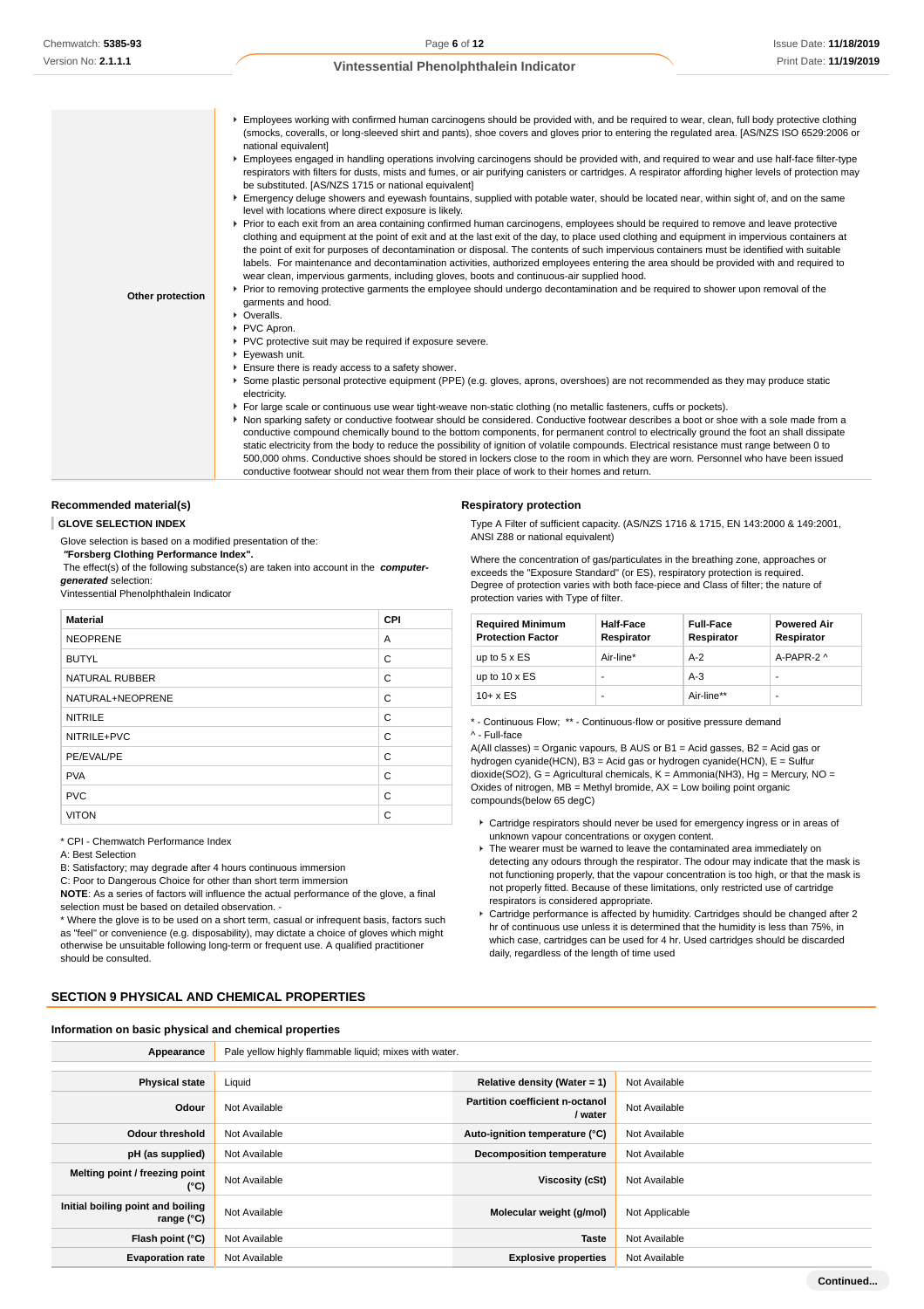| | |
|---|---|
| **Other protection** | - Employees working with confirmed human carcinogens should be provided with, and be required to wear, clean, full body protective clothing (smocks, coveralls, or long-sleeved shirt and pants), shoe covers and gloves prior to entering the regulated area. [AS/NZS ISO 6529:2006 or national equivalent]<br>- Employees engaged in handling operations involving carcinogens should be provided with, and required to wear and use half-face filter-type respirators with filters for dusts, mists and fumes, or air purifying canisters or cartridges. A respirator affording higher levels of protection may be substituted. [AS/NZS 1715 or national equivalent]<br>- Emergency deluge showers and eyewash fountains, supplied with potable water, should be located near, within sight of, and on the same level with locations where direct exposure is likely.<br>- Prior to each exit from an area containing confirmed human carcinogens, employees should be required to remove and leave protective clothing and equipment at the point of exit and at the last exit of the day, to place used clothing and equipment in impervious containers at the point of exit for purposes of decontamination or disposal. The contents of such impervious containers must be identified with suitable labels. For maintenance and decontamination activities, authorized employees entering the area should be provided with and required to wear clean, impervious garments, including gloves, boots and continuous-air supplied hood.<br>- Prior to removing protective garments the employee should undergo decontamination and be required to shower upon removal of the garments and hood.<br>- Overalls.<br>- PVC Apron.<br>- PVC protective suit may be required if exposure severe.<br>- Eyewash unit.<br>- Ensure there is ready access to a safety shower.<br>- Some plastic personal protective equipment (PPE) (e.g. gloves, aprons, overshoes) are not recommended as they may produce static electricity.<br>- For large scale or continuous use wear tight-weave non-static clothing (no metallic fasteners, cuffs or pockets).<br>- Non sparking safety or conductive footwear should be considered. Conductive footwear describes a boot or shoe with a sole made from a conductive compound chemically bound to the bottom components, for permanent control to electrically ground the foot an shall dissipate static electricity from the body to reduce the possibility of ignition of volatile compounds. Electrical resistance must range between 0 to 500,000 ohms. Conductive shoes should be stored in lockers close to the room in which they are worn. Personnel who have been issued conductive footwear should not wear them from their place of work to their homes and return. |

### Recommended material(s)

**GLOVE SELECTION INDEX**

Glove selection is based on a modified presentation of the:

***"Forsberg Clothing Performance Index".***

The effect(s) of the following substance(s) are taken into account in the ***computer-generated*** selection:

Vintessential Phenolphthalein Indicator

| Material | CPI |
|---|---|
| NEOPRENE | A |
| BUTYL | C |
| NATURAL RUBBER | C |
| NATURAL+NEOPRENE | C |
| NITRILE | C |
| NITRILE+PVC | C |
| PE/EVAL/PE | C |
| PVA | C |
| PVC | C |
| VITON | C |

\* CPI - Chemwatch Performance Index

A: Best Selection

B: Satisfactory; may degrade after 4 hours continuous immersion

C: Poor to Dangerous Choice for other than short term immersion

**NOTE**: As a series of factors will influence the actual performance of the glove, a final selection must be based on detailed observation. -

\* Where the glove is to be used on a short term, casual or infrequent basis, factors such as "feel" or convenience (e.g. disposability), may dictate a choice of gloves which might otherwise be unsuitable following long-term or frequent use. A qualified practitioner should be consulted.

### Respiratory protection

Type A Filter of sufficient capacity. (AS/NZS 1716 & 1715, EN 143:2000 & 149:2001, ANSI Z88 or national equivalent)

Where the concentration of gas/particulates in the breathing zone, approaches or exceeds the "Exposure Standard" (or ES), respiratory protection is required.
Degree of protection varies with both face-piece and Class of filter; the nature of protection varies with Type of filter.

| Required Minimum Protection Factor | Half-Face Respirator | Full-Face Respirator | Powered Air Respirator |
|---|---|---|---|
| up to 5 x ES | Air-line* | A-2 | A-PAPR-2 ^ |
| up to 10 x ES | - | A-3 | - |
| 10+ x ES | - | Air-line** | - |

\* - Continuous Flow; ** - Continuous-flow or positive pressure demand
^ - Full-face

A(All classes) = Organic vapours, B AUS or B1 = Acid gasses, B2 = Acid gas or hydrogen cyanide(HCN), B3 = Acid gas or hydrogen cyanide(HCN), E = Sulfur dioxide(SO2), G = Agricultural chemicals, K = Ammonia(NH3), Hg = Mercury, NO = Oxides of nitrogen, MB = Methyl bromide, AX = Low boiling point organic compounds(below 65 degC)

- Cartridge respirators should never be used for emergency ingress or in areas of unknown vapour concentrations or oxygen content.
- The wearer must be warned to leave the contaminated area immediately on detecting any odours through the respirator. The odour may indicate that the mask is not functioning properly, that the vapour concentration is too high, or that the mask is not properly fitted. Because of these limitations, only restricted use of cartridge respirators is considered appropriate.
- Cartridge performance is affected by humidity. Cartridges should be changed after 2 hr of continuous use unless it is determined that the humidity is less than 75%, in which case, cartridges can be used for 4 hr. Used cartridges should be discarded daily, regardless of the length of time used

## SECTION 9 PHYSICAL AND CHEMICAL PROPERTIES

### Information on basic physical and chemical properties

| | | | |
|---|---|---|---|
| **Appearance** | Pale yellow highly flammable liquid; mixes with water. | | |
| **Physical state** | Liquid | **Relative density (Water = 1)** | Not Available |
| **Odour** | Not Available | **Partition coefficient n-octanol / water** | Not Available |
| **Odour threshold** | Not Available | **Auto-ignition temperature (°C)** | Not Available |
| **pH (as supplied)** | Not Available | **Decomposition temperature** | Not Available |
| **Melting point / freezing point (°C)** | Not Available | **Viscosity (cSt)** | Not Available |
| **Initial boiling point and boiling range (°C)** | Not Available | **Molecular weight (g/mol)** | Not Applicable |
| **Flash point (°C)** | Not Available | **Taste** | Not Available |
| **Evaporation rate** | Not Available | **Explosive properties** | Not Available |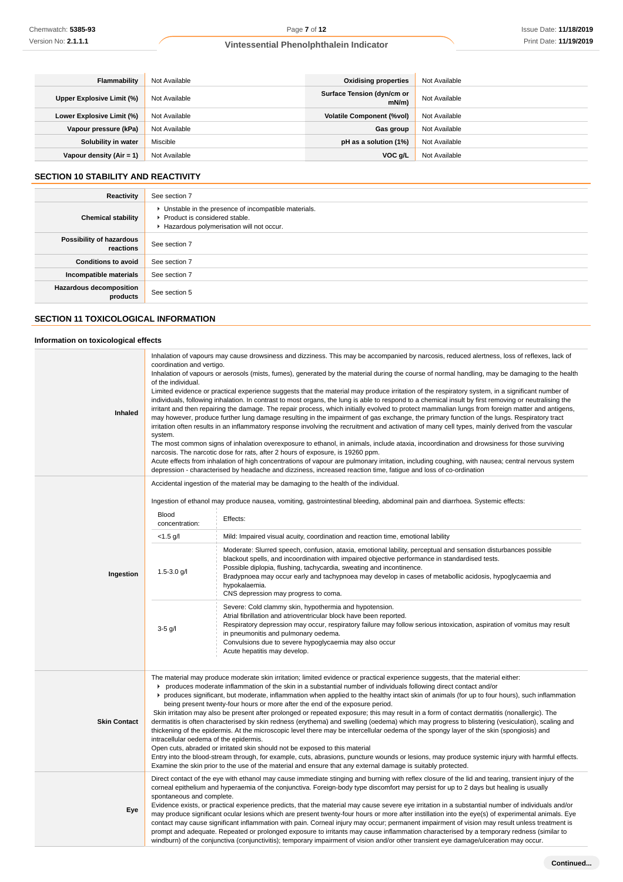| Flammability | Not Available | Oxidising properties | Not Available |
|---|---|---|---|
| Upper Explosive Limit (%) | Not Available | Surface Tension (dyn/cm or mN/m) | Not Available |
| Lower Explosive Limit (%) | Not Available | Volatile Component (%vol) | Not Available |
| Vapour pressure (kPa) | Not Available | Gas group | Not Available |
| Solubility in water | Miscible | pH as a solution (1%) | Not Available |
| Vapour density (Air = 1) | Not Available | VOC g/L | Not Available |

## SECTION 10 STABILITY AND REACTIVITY

| | |
|---|---|
| Reactivity | See section 7 |
| Chemical stability | ▸ Unstable in the presence of incompatible materials.<br>▸ Product is considered stable.<br>▸ Hazardous polymerisation will not occur. |
| Possibility of hazardous reactions | See section 7 |
| Conditions to avoid | See section 7 |
| Incompatible materials | See section 7 |
| Hazardous decomposition products | See section 5 |

## SECTION 11 TOXICOLOGICAL INFORMATION

### Information on toxicological effects

**Inhaled**

Inhalation of vapours may cause drowsiness and dizziness. This may be accompanied by narcosis, reduced alertness, loss of reflexes, lack of coordination and vertigo.
Inhalation of vapours or aerosols (mists, fumes), generated by the material during the course of normal handling, may be damaging to the health of the individual.
Limited evidence or practical experience suggests that the material may produce irritation of the respiratory system, in a significant number of individuals, following inhalation. In contrast to most organs, the lung is able to respond to a chemical insult by first removing or neutralising the irritant and then repairing the damage. The repair process, which initially evolved to protect mammalian lungs from foreign matter and antigens, may however, produce further lung damage resulting in the impairment of gas exchange, the primary function of the lungs. Respiratory tract irritation often results in an inflammatory response involving the recruitment and activation of many cell types, mainly derived from the vascular system.
The most common signs of inhalation overexposure to ethanol, in animals, include ataxia, incoordination and drowsiness for those surviving narcosis. The narcotic dose for rats, after 2 hours of exposure, is 19260 ppm.
Acute effects from inhalation of high concentrations of vapour are pulmonary irritation, including coughing, with nausea; central nervous system depression - characterised by headache and dizziness, increased reaction time, fatigue and loss of co-ordination

**Ingestion**

Accidental ingestion of the material may be damaging to the health of the individual.

Ingestion of ethanol may produce nausea, vomiting, gastrointestinal bleeding, abdominal pain and diarrhoea. Systemic effects:

| Blood concentration: | Effects: |
|---|---|
| <1.5 g/l | Mild: Impaired visual acuity, coordination and reaction time, emotional lability |
| 1.5-3.0 g/l | Moderate: Slurred speech, confusion, ataxia, emotional lability, perceptual and sensation disturbances possible blackout spells, and incoordination with impaired objective performance in standardised tests.<br>Possible diplopia, flushing, tachycardia, sweating and incontinence.<br>Bradypnoea may occur early and tachypnoea may develop in cases of metabollic acidosis, hypoglycaemia and hypokalaemia.<br>CNS depression may progress to coma. |
| 3-5 g/l | Severe: Cold clammy skin, hypothermia and hypotension.<br>Atrial fibrillation and atrioventricular block have been reported.<br>Respiratory depression may occur, respiratory failure may follow serious intoxication, aspiration of vomitus may result in pneumonitis and pulmonary oedema.<br>Convulsions due to severe hypoglycaemia may also occur<br>Acute hepatitis may develop. |

**Skin Contact**

The material may produce moderate skin irritation; limited evidence or practical experience suggests, that the material either:
- produces moderate inflammation of the skin in a substantial number of individuals following direct contact and/or
- produces significant, but moderate, inflammation when applied to the healthy intact skin of animals (for up to four hours), such inflammation being present twenty-four hours or more after the end of the exposure period.

Skin irritation may also be present after prolonged or repeated exposure; this may result in a form of contact dermatitis (nonallergic). The dermatitis is often characterised by skin redness (erythema) and swelling (oedema) which may progress to blistering (vesiculation), scaling and thickening of the epidermis. At the microscopic level there may be intercellular oedema of the spongy layer of the skin (spongiosis) and intracellular oedema of the epidermis.
Open cuts, abraded or irritated skin should not be exposed to this material
Entry into the blood-stream through, for example, cuts, abrasions, puncture wounds or lesions, may produce systemic injury with harmful effects. Examine the skin prior to the use of the material and ensure that any external damage is suitably protected.

**Eye**

Direct contact of the eye with ethanol may cause immediate stinging and burning with reflex closure of the lid and tearing, transient injury of the corneal epithelium and hyperaemia of the conjunctiva. Foreign-body type discomfort may persist for up to 2 days but healing is usually spontaneous and complete.
Evidence exists, or practical experience predicts, that the material may cause severe eye irritation in a substantial number of individuals and/or may produce significant ocular lesions which are present twenty-four hours or more after instillation into the eye(s) of experimental animals. Eye contact may cause significant inflammation with pain. Corneal injury may occur; permanent impairment of vision may result unless treatment is prompt and adequate. Repeated or prolonged exposure to irritants may cause inflammation characterised by a temporary redness (similar to windburn) of the conjunctiva (conjunctivitis); temporary impairment of vision and/or other transient eye damage/ulceration may occur.

Continued...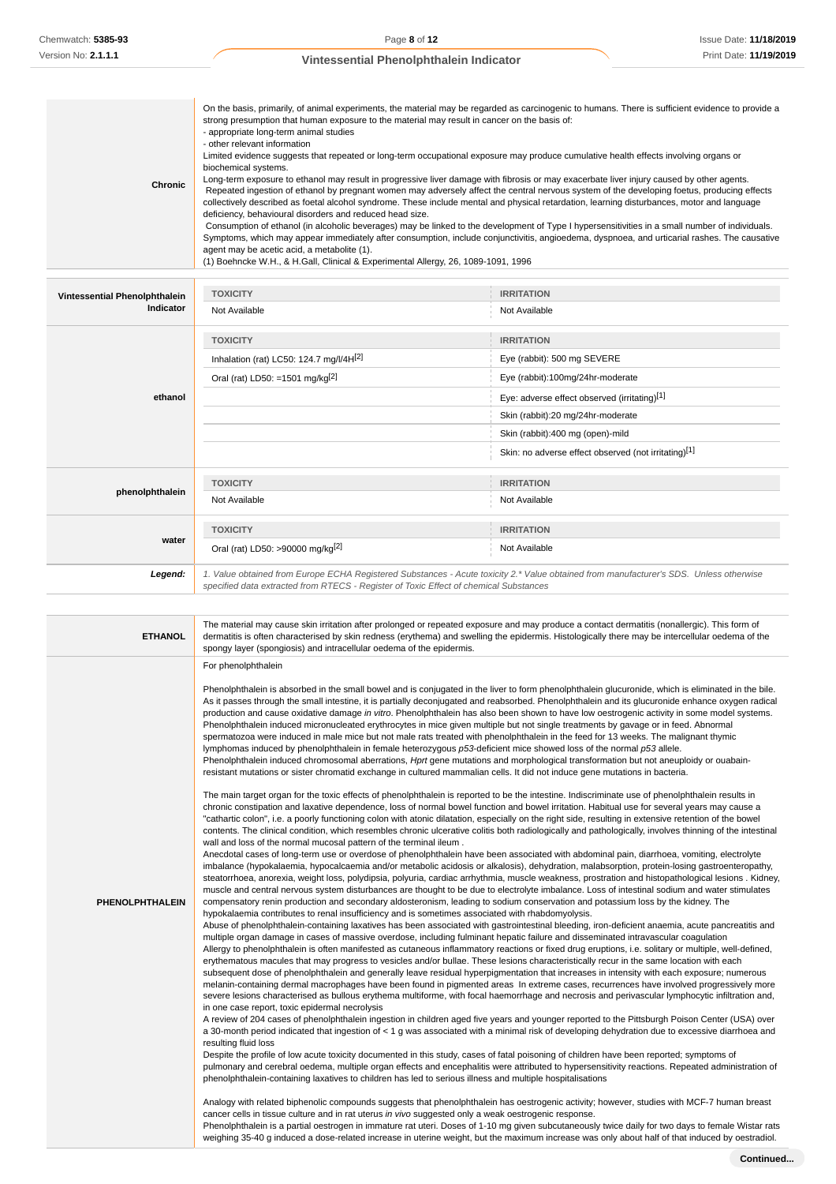| | |
|---|---|
| **Chronic** | On the basis, primarily, of animal experiments, the material may be regarded as carcinogenic to humans. There is sufficient evidence to provide a strong presumption that human exposure to the material may result in cancer on the basis of:<br>- appropriate long-term animal studies<br>- other relevant information<br>Limited evidence suggests that repeated or long-term occupational exposure may produce cumulative health effects involving organs or biochemical systems.<br>Long-term exposure to ethanol may result in progressive liver damage with fibrosis or may exacerbate liver injury caused by other agents.<br>Repeated ingestion of ethanol by pregnant women may adversely affect the central nervous system of the developing foetus, producing effects collectively described as foetal alcohol syndrome. These include mental and physical retardation, learning disturbances, motor and language deficiency, behavioural disorders and reduced head size.<br>Consumption of ethanol (in alcoholic beverages) may be linked to the development of Type I hypersensitivities in a small number of individuals. Symptoms, which may appear immediately after consumption, include cutaneous, angioedema, dyspnoea, and urticarial rashes. The causative agent may be acetic acid, a metabolite (1).<br>(1) Boehncke W.H., & H.Gall, Clinical & Experimental Allergy, 26, 1089-1091, 1996 |

| | TOXICITY | IRRITATION |
|---|---|---|
| **Vintessential Phenolphthalein Indicator** | Not Available | Not Available |
| **ethanol** | Inhalation (rat) LC50: 124.7 mg/l/4H[2] | Eye (rabbit): 500 mg SEVERE |
| | Oral (rat) LD50: =1501 mg/kg[2] | Eye (rabbit):100mg/24hr-moderate |
| | | Eye: adverse effect observed (irritating)[1] |
| | | Skin (rabbit):20 mg/24hr-moderate |
| | | Skin (rabbit):400 mg (open)-mild |
| | | Skin: no adverse effect observed (not irritating)[1] |
| **phenolphthalein** | Not Available | Not Available |
| **water** | Oral (rat) LD50: >90000 mg/kg[2] | Not Available |

***Legend:*** *1. Value obtained from Europe ECHA Registered Substances - Acute toxicity 2.* Value obtained from manufacturer's SDS. Unless otherwise specified data extracted from RTECS - Register of Toxic Effect of chemical Substances*

| | |
|---|---|
| **ETHANOL** | The material may cause skin irritation after prolonged or repeated exposure and may produce a contact dermatitis (nonallergic). This form of dermatitis is often characterised by skin redness (erythema) and swelling the epidermis. Histologically there may be intercellular oedema of the spongy layer (spongiosis) and intracellular oedema of the epidermis. |
| **PHENOLPHTHALEIN** | For phenolphthalein<br><br>Phenolphthalein is absorbed in the small bowel and is conjugated in the liver to form phenolphthalein glucuronide, which is eliminated in the bile. As it passes through the small intestine, it is partially deconjugated and reabsorbed. Phenolphthalein and its glucuronide enhance oxygen radical production and cause oxidative damage *in vitro*. Phenolphthalein has also been shown to have low oestrogenic activity in some model systems. Phenolphthalein induced micronucleated erythrocytes in mice given multiple but not single treatments by gavage or in feed. Abnormal spermatozoa were induced in male mice but not male rats treated with phenolphthalein in the feed for 13 weeks. The malignant thymic lymphomas induced by phenolphthalein in female heterozygous *p53*-deficient mice showed loss of the normal *p53* allele.<br>Phenolphthalein induced chromosomal aberrations, *Hprt* gene mutations and morphological transformation but not aneuploidy or ouabain-resistant mutations or sister chromatid exchange in cultured mammalian cells. It did not induce gene mutations in bacteria.<br><br>The main target organ for the toxic effects of phenolphthalein is reported to be the intestine. Indiscriminate use of phenolphthalein results in chronic constipation and laxative dependence, loss of normal bowel function and bowel irritation. Habitual use for several years may cause a "cathartic colon", i.e. a poorly functioning colon with atonic dilatation, especially on the right side, resulting in extensive retention of the bowel contents. The clinical condition, which resembles chronic ulcerative colitis both radiologically and pathologically, involves thinning of the intestinal wall and loss of the normal mucosal pattern of the terminal ileum .<br>Anecdotal cases of long-term use or overdose of phenolphthalein have been associated with abdominal pain, diarrhoea, vomiting, electrolyte imbalance (hypokalaemia, hypocalcaemia and/or metabolic acidosis or alkalosis), dehydration, malabsorption, protein-losing gastroenteropathy, steatorrhoea, anorexia, weight loss, polydipsia, polyuria, cardiac arrhythmia, muscle weakness, prostration and histopathological lesions . Kidney, muscle and central nervous system disturbances are thought to be due to electrolyte imbalance. Loss of intestinal sodium and water stimulates compensatory renin production and secondary aldosteronism, leading to sodium conservation and potassium loss by the kidney. The hypokalaemia contributes to renal insufficiency and is sometimes associated with rhabdomyolysis.<br>Abuse of phenolphthalein-containing laxatives has been associated with gastrointestinal bleeding, iron-deficient anaemia, acute pancreatitis and multiple organ damage in cases of massive overdose, including fulminant hepatic failure and disseminated intravascular coagulation<br>Allergy to phenolphthalein is often manifested as cutaneous inflammatory reactions or fixed drug eruptions, i.e. solitary or multiple, well-defined, erythematous macules that may progress to vesicles and/or bullae. These lesions characteristically recur in the same location with each subsequent dose of phenolphthalein and generally leave residual hyperpigmentation that increases in intensity with each exposure; numerous melanin-containing dermal macrophages have been found in pigmented areas In extreme cases, recurrences have involved progressively more severe lesions characterised as bullous erythema multiforme, with focal haemorrhage and necrosis and perivascular lymphocytic infiltration and, in one case report, toxic epidermal necrolysis<br>A review of 204 cases of phenolphthalein ingestion in children aged five years and younger reported to the Pittsburgh Poison Center (USA) over a 30-month period indicated that ingestion of < 1 g was associated with a minimal risk of developing dehydration due to excessive diarrhoea and resulting fluid loss<br>Despite the profile of low acute toxicity documented in this study, cases of fatal poisoning of children have been reported; symptoms of pulmonary and cerebral oedema, multiple organ effects and encephalitis were attributed to hypersensitivity reactions. Repeated administration of phenolphthalein-containing laxatives to children has led to serious illness and multiple hospitalisations<br><br>Analogy with related biphenolic compounds suggests that phenolphthalein has oestrogenic activity; however, studies with MCF-7 human breast cancer cells in tissue culture and in rat uterus *in vivo* suggested only a weak oestrogenic response.<br>Phenolphthalein is a partial oestrogen in immature rat uteri. Doses of 1-10 mg given subcutaneously twice daily for two days to female Wistar rats weighing 35-40 g induced a dose-related increase in uterine weight, but the maximum increase was only about half of that induced by oestradiol. |

**Continued...**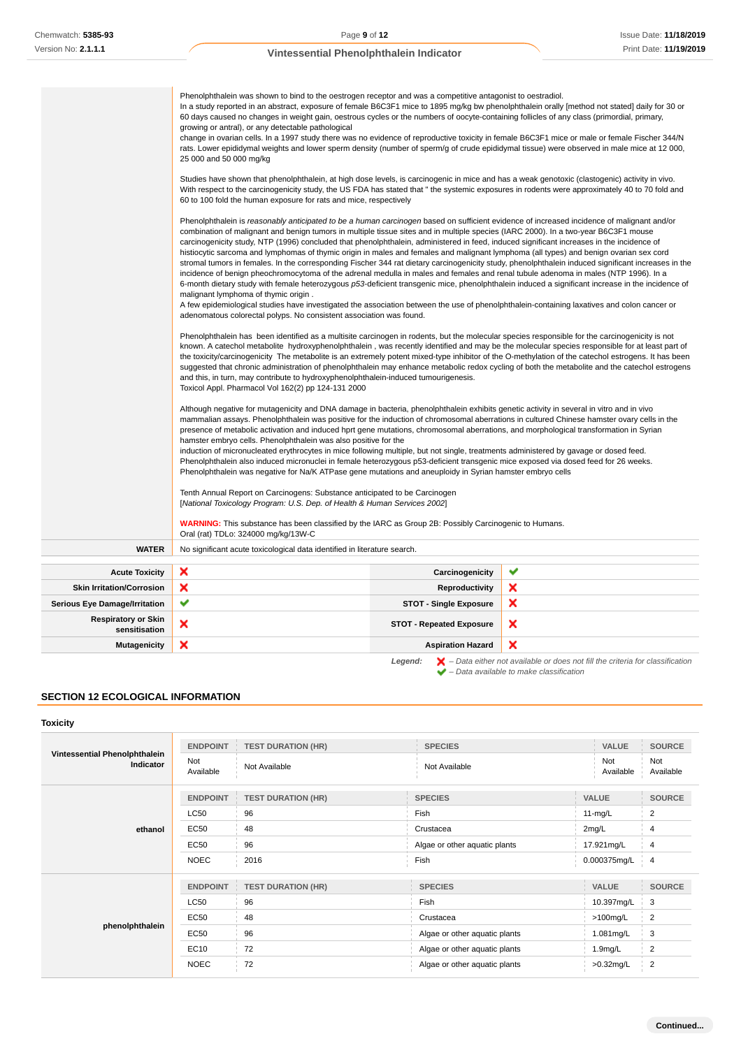| | |
|---|---|
| | Phenolphthalein was shown to bind to the oestrogen receptor and was a competitive antagonist to oestradiol.<br>In a study reported in an abstract, exposure of female B6C3F1 mice to 1895 mg/kg bw phenolphthalein orally [method not stated] daily for 30 or 60 days caused no changes in weight gain, oestrous cycles or the numbers of oocyte-containing follicles of any class (primordial, primary, growing or antral), or any detectable pathological<br>change in ovarian cells. In a 1997 study there was no evidence of reproductive toxicity in female B6C3F1 mice or male or female Fischer 344/N rats. Lower epididymal weights and lower sperm density (number of sperm/g of crude epididymal tissue) were observed in male mice at 12 000, 25 000 and 50 000 mg/kg<br><br>Studies have shown that phenolphthalein, at high dose levels, is carcinogenic in mice and has a weak genotoxic (clastogenic) activity in vivo. With respect to the carcinogenicity study, the US FDA has stated that " the systemic exposures in rodents were approximately 40 to 70 fold and 60 to 100 fold the human exposure for rats and mice, respectively<br><br>Phenolphthalein is *reasonably anticipated to be a human carcinogen* based on sufficient evidence of increased incidence of malignant and/or combination of malignant and benign tumors in multiple tissue sites and in multiple species (IARC 2000). In a two-year B6C3F1 mouse carcinogenicity study, NTP (1996) concluded that phenolphthalein, administered in feed, induced significant increases in the incidence of histiocytic sarcoma and lymphomas of thymic origin in males and females and malignant lymphoma (all types) and benign ovarian sex cord stromal tumors in females. In the corresponding Fischer 344 rat dietary carcinogenicity study, phenolphthalein induced significant increases in the incidence of benign pheochromocytoma of the adrenal medulla in males and females and renal tubule adenoma in males (NTP 1996). In a 6-month dietary study with female heterozygous *p53*-deficient transgenic mice, phenolphthalein induced a significant increase in the incidence of malignant lymphoma of thymic origin .<br>A few epidemiological studies have investigated the association between the use of phenolphthalein-containing laxatives and colon cancer or adenomatous colorectal polyps. No consistent association was found.<br><br>Phenolphthalein has been identified as a multisite carcinogen in rodents, but the molecular species responsible for the carcinogenicity is not known. A catechol metabolite hydroxyphenolphthalein , was recently identified and may be the molecular species responsible for at least part of the toxicity/carcinogenicity The metabolite is an extremely potent mixed-type inhibitor of the O-methylation of the catechol estrogens. It has been suggested that chronic administration of phenolphthalein may enhance metabolic redox cycling of both the metabolite and the catechol estrogens and this, in turn, may contribute to hydroxyphenolphthalein-induced tumourigenesis.<br>Toxicol Appl. Pharmacol Vol 162(2) pp 124-131 2000<br><br>Although negative for mutagenicity and DNA damage in bacteria, phenolphthalein exhibits genetic activity in several in vitro and in vivo mammalian assays. Phenolphthalein was positive for the induction of chromosomal aberrations in cultured Chinese hamster ovary cells in the presence of metabolic activation and induced hprt gene mutations, chromosomal aberrations, and morphological transformation in Syrian hamster embryo cells. Phenolphthalein was also positive for the<br>induction of micronucleated erythrocytes in mice following multiple, but not single, treatments administered by gavage or dosed feed. Phenolphthalein also induced micronuclei in female heterozygous p53-deficient transgenic mice exposed via dosed feed for 26 weeks. Phenolphthalein was negative for Na/K ATPase gene mutations and aneuploidy in Syrian hamster embryo cells<br><br>Tenth Annual Report on Carcinogens: Substance anticipated to be Carcinogen<br>[*National Toxicology Program: U.S. Dep. of Health & Human Services 2002*]<br><br>**WARNING:** This substance has been classified by the IARC as Group 2B: Possibly Carcinogenic to Humans.<br>Oral (rat) TDLo: 324000 mg/kg/13W-C |
| **WATER** | No significant acute toxicological data identified in literature search. |

| | | | |
|---|---|---|---|
| **Acute Toxicity** | ✘ | **Carcinogenicity** | ✔ |
| **Skin Irritation/Corrosion** | ✘ | **Reproductivity** | ✘ |
| **Serious Eye Damage/Irritation** | ✔ | **STOT - Single Exposure** | ✘ |
| **Respiratory or Skin sensitisation** | ✘ | **STOT - Repeated Exposure** | ✘ |
| **Mutagenicity** | ✘ | **Aspiration Hazard** | ✘ |

*Legend:* ✘ *– Data either not available or does not fill the criteria for classification*
✔ *– Data available to make classification*

## SECTION 12 ECOLOGICAL INFORMATION

### Toxicity

| | ENDPOINT | TEST DURATION (HR) | SPECIES | VALUE | SOURCE |
|---|---|---|---|---|---|
| **Vintessential Phenolphthalein Indicator** | Not Available | Not Available | Not Available | Not Available | Not Available |

| | ENDPOINT | TEST DURATION (HR) | SPECIES | VALUE | SOURCE |
|---|---|---|---|---|---|
| **ethanol** | LC50 | 96 | Fish | 11-mg/L | 2 |
| | EC50 | 48 | Crustacea | 2mg/L | 4 |
| | EC50 | 96 | Algae or other aquatic plants | 17.921mg/L | 4 |
| | NOEC | 2016 | Fish | 0.000375mg/L | 4 |

| | ENDPOINT | TEST DURATION (HR) | SPECIES | VALUE | SOURCE |
|---|---|---|---|---|---|
| **phenolphthalein** | LC50 | 96 | Fish | 10.397mg/L | 3 |
| | EC50 | 48 | Crustacea | >100mg/L | 2 |
| | EC50 | 96 | Algae or other aquatic plants | 1.081mg/L | 3 |
| | EC10 | 72 | Algae or other aquatic plants | 1.9mg/L | 2 |
| | NOEC | 72 | Algae or other aquatic plants | >0.32mg/L | 2 |

**Continued...**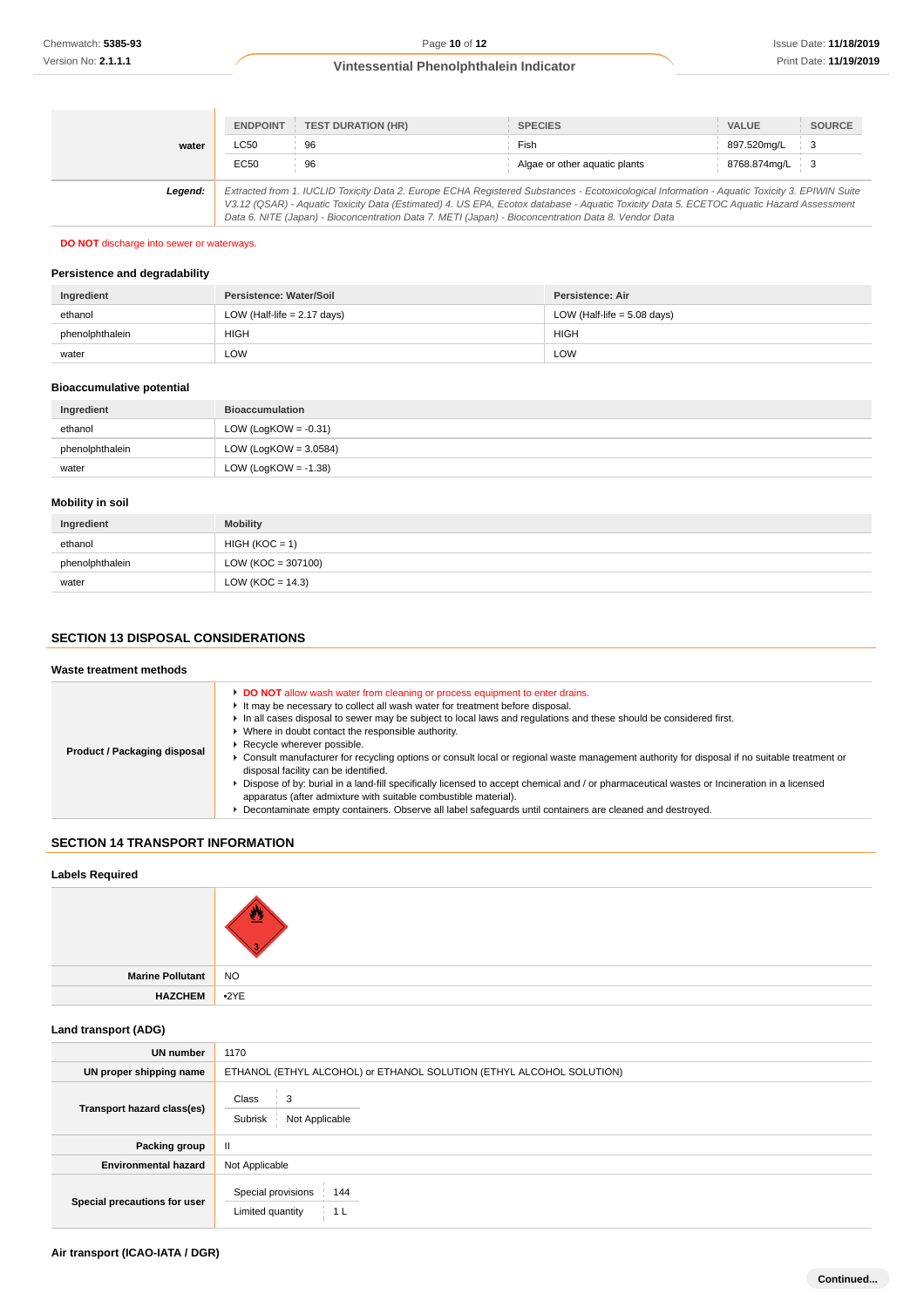| | ENDPOINT | TEST DURATION (HR) | SPECIES | VALUE | SOURCE |
|---|---|---|---|---|---|
| **water** | LC50 | 96 | Fish | 897.520mg/L | 3 |
| | EC50 | 96 | Algae or other aquatic plants | 8768.874mg/L | 3 |
| ***Legend:*** | *Extracted from 1. IUCLID Toxicity Data 2. Europe ECHA Registered Substances - Ecotoxicological Information - Aquatic Toxicity 3. EPIWIN Suite V3.12 (QSAR) - Aquatic Toxicity Data (Estimated) 4. US EPA, Ecotox database - Aquatic Toxicity Data 5. ECETOC Aquatic Hazard Assessment Data 6. NITE (Japan) - Bioconcentration Data 7. METI (Japan) - Bioconcentration Data 8. Vendor Data* | | | | |

**DO NOT** discharge into sewer or waterways.

### Persistence and degradability

| Ingredient | Persistence: Water/Soil | Persistence: Air |
|---|---|---|
| ethanol | LOW (Half-life = 2.17 days) | LOW (Half-life = 5.08 days) |
| phenolphthalein | HIGH | HIGH |
| water | LOW | LOW |

### Bioaccumulative potential

| Ingredient | Bioaccumulation |
|---|---|
| ethanol | LOW (LogKOW = -0.31) |
| phenolphthalein | LOW (LogKOW = 3.0584) |
| water | LOW (LogKOW = -1.38) |

### Mobility in soil

| Ingredient | Mobility |
|---|---|
| ethanol | HIGH (KOC = 1) |
| phenolphthalein | LOW (KOC = 307100) |
| water | LOW (KOC = 14.3) |

## SECTION 13 DISPOSAL CONSIDERATIONS

### Waste treatment methods

| | |
|---|---|
| **Product / Packaging disposal** | ▸ **DO NOT** allow wash water from cleaning or process equipment to enter drains.<br>▸ It may be necessary to collect all wash water for treatment before disposal.<br>▸ In all cases disposal to sewer may be subject to local laws and regulations and these should be considered first.<br>▸ Where in doubt contact the responsible authority.<br>▸ Recycle wherever possible.<br>▸ Consult manufacturer for recycling options or consult local or regional waste management authority for disposal if no suitable treatment or disposal facility can be identified.<br>▸ Dispose of by: burial in a land-fill specifically licensed to accept chemical and / or pharmaceutical wastes or Incineration in a licensed apparatus (after admixture with suitable combustible material).<br>▸ Decontaminate empty containers. Observe all label safeguards until containers are cleaned and destroyed. |

## SECTION 14 TRANSPORT INFORMATION

### Labels Required

| | |
|---|---|
| | 3 |
| **Marine Pollutant** | NO |
| **HAZCHEM** | •2YE |

### Land transport (ADG)

| | |
|---|---|
| **UN number** | 1170 |
| **UN proper shipping name** | ETHANOL (ETHYL ALCOHOL) or ETHANOL SOLUTION (ETHYL ALCOHOL SOLUTION) |
| **Transport hazard class(es)** | Class: 3<br>Subrisk: Not Applicable |
| **Packing group** | II |
| **Environmental hazard** | Not Applicable |
| **Special precautions for user** | Special provisions: 144<br>Limited quantity: 1 L |

### Air transport (ICAO-IATA / DGR)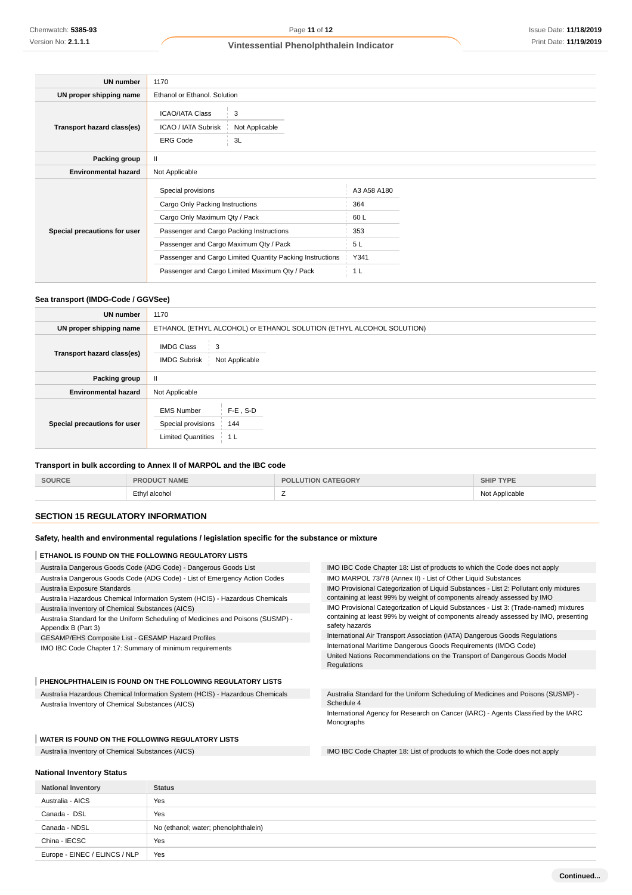| | |
|---|---|
| **UN number** | 1170 |
| **UN proper shipping name** | Ethanol or Ethanol. Solution |
| **Transport hazard class(es)** | ICAO/IATA Class: 3<br>ICAO / IATA Subrisk: Not Applicable<br>ERG Code: 3L |
| **Packing group** | II |
| **Environmental hazard** | Not Applicable |
| **Special precautions for user** | Special provisions: A3 A58 A180<br>Cargo Only Packing Instructions: 364<br>Cargo Only Maximum Qty / Pack: 60 L<br>Passenger and Cargo Packing Instructions: 353<br>Passenger and Cargo Maximum Qty / Pack: 5 L<br>Passenger and Cargo Limited Quantity Packing Instructions: Y341<br>Passenger and Cargo Limited Maximum Qty / Pack: 1 L |

### Sea transport (IMDG-Code / GGVSee)

| | |
|---|---|
| **UN number** | 1170 |
| **UN proper shipping name** | ETHANOL (ETHYL ALCOHOL) or ETHANOL SOLUTION (ETHYL ALCOHOL SOLUTION) |
| **Transport hazard class(es)** | IMDG Class: 3<br>IMDG Subrisk: Not Applicable |
| **Packing group** | II |
| **Environmental hazard** | Not Applicable |
| **Special precautions for user** | EMS Number: F-E , S-D<br>Special provisions: 144<br>Limited Quantities: 1 L |

### Transport in bulk according to Annex II of MARPOL and the IBC code

| SOURCE | PRODUCT NAME | POLLUTION CATEGORY | SHIP TYPE |
|---|---|---|---|
| | Ethyl alcohol | Z | Not Applicable |

## SECTION 15 REGULATORY INFORMATION

### Safety, health and environmental regulations / legislation specific for the substance or mixture

#### ETHANOL IS FOUND ON THE FOLLOWING REGULATORY LISTS

- Australia Dangerous Goods Code (ADG Code) - Dangerous Goods List
- Australia Dangerous Goods Code (ADG Code) - List of Emergency Action Codes
- Australia Exposure Standards
- Australia Hazardous Chemical Information System (HCIS) - Hazardous Chemicals
- Australia Inventory of Chemical Substances (AICS)
- Australia Standard for the Uniform Scheduling of Medicines and Poisons (SUSMP) - Appendix B (Part 3)
- GESAMP/EHS Composite List - GESAMP Hazard Profiles
- IMO IBC Code Chapter 17: Summary of minimum requirements
- IMO IBC Code Chapter 18: List of products to which the Code does not apply
- IMO MARPOL 73/78 (Annex II) - List of Other Liquid Substances
- IMO Provisional Categorization of Liquid Substances - List 2: Pollutant only mixtures containing at least 99% by weight of components already assessed by IMO
- IMO Provisional Categorization of Liquid Substances - List 3: (Trade-named) mixtures containing at least 99% by weight of components already assessed by IMO, presenting safety hazards
- International Air Transport Association (IATA) Dangerous Goods Regulations
- International Maritime Dangerous Goods Requirements (IMDG Code)
- United Nations Recommendations on the Transport of Dangerous Goods Model Regulations

#### PHENOLPHTHALEIN IS FOUND ON THE FOLLOWING REGULATORY LISTS

- Australia Hazardous Chemical Information System (HCIS) - Hazardous Chemicals
- Australia Inventory of Chemical Substances (AICS)
- Australia Standard for the Uniform Scheduling of Medicines and Poisons (SUSMP) - Schedule 4
- International Agency for Research on Cancer (IARC) - Agents Classified by the IARC Monographs

#### WATER IS FOUND ON THE FOLLOWING REGULATORY LISTS

- Australia Inventory of Chemical Substances (AICS)
- IMO IBC Code Chapter 18: List of products to which the Code does not apply

### National Inventory Status

| National Inventory | Status |
|---|---|
| Australia - AICS | Yes |
| Canada - DSL | Yes |
| Canada - NDSL | No (ethanol; water; phenolphthalein) |
| China - IECSC | Yes |
| Europe - EINEC / ELINCS / NLP | Yes |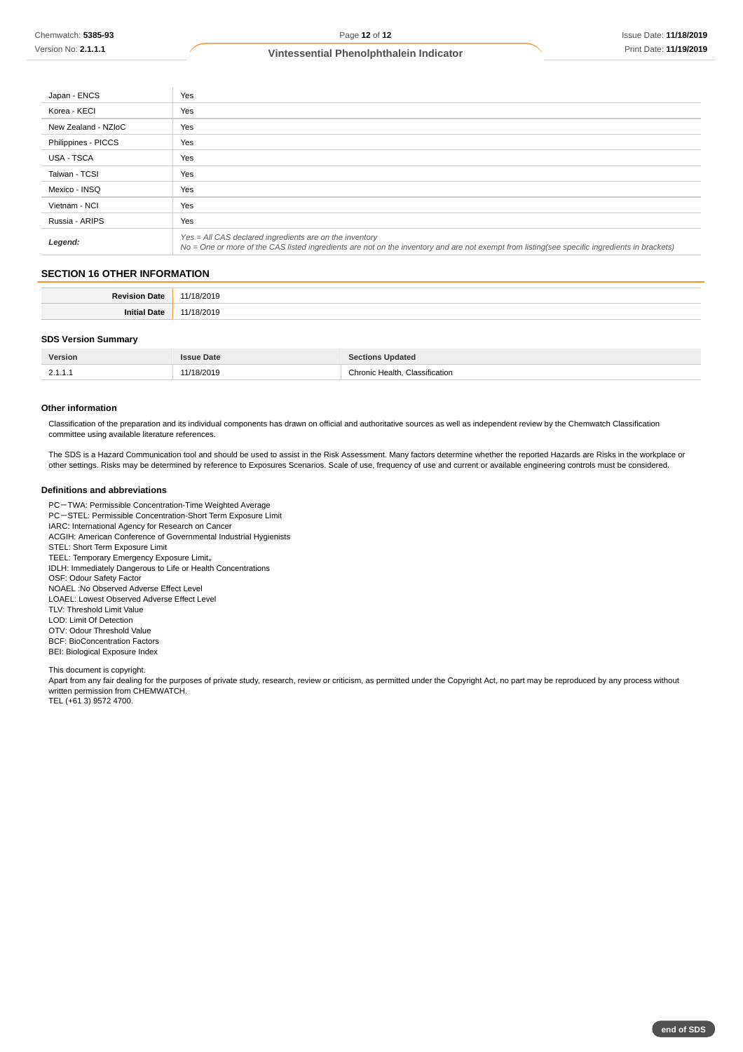| | |
|---|---|
| Japan - ENCS | Yes |
| Korea - KECI | Yes |
| New Zealand - NZIoC | Yes |
| Philippines - PICCS | Yes |
| USA - TSCA | Yes |
| Taiwan - TCSI | Yes |
| Mexico - INSQ | Yes |
| Vietnam - NCI | Yes |
| Russia - ARIPS | Yes |
| ***Legend:*** | *Yes = All CAS declared ingredients are on the inventory*<br>*No = One or more of the CAS listed ingredients are not on the inventory and are not exempt from listing(see specific ingredients in brackets)* |

## SECTION 16 OTHER INFORMATION

| | |
|---|---|
| **Revision Date** | 11/18/2019 |
| **Initial Date** | 11/18/2019 |

### SDS Version Summary

| Version | Issue Date | Sections Updated |
|---|---|---|
| 2.1.1.1 | 11/18/2019 | Chronic Health, Classification |

### Other information

Classification of the preparation and its individual components has drawn on official and authoritative sources as well as independent review by the Chemwatch Classification committee using available literature references.

The SDS is a Hazard Communication tool and should be used to assist in the Risk Assessment. Many factors determine whether the reported Hazards are Risks in the workplace or other settings. Risks may be determined by reference to Exposures Scenarios. Scale of use, frequency of use and current or available engineering controls must be considered.

### Definitions and abbreviations

PC－TWA: Permissible Concentration-Time Weighted Average
PC－STEL: Permissible Concentration-Short Term Exposure Limit
IARC: International Agency for Research on Cancer
ACGIH: American Conference of Governmental Industrial Hygienists
STEL: Short Term Exposure Limit
TEEL: Temporary Emergency Exposure Limit。
IDLH: Immediately Dangerous to Life or Health Concentrations
OSF: Odour Safety Factor
NOAEL :No Observed Adverse Effect Level
LOAEL: Lowest Observed Adverse Effect Level
TLV: Threshold Limit Value
LOD: Limit Of Detection
OTV: Odour Threshold Value
BCF: BioConcentration Factors
BEI: Biological Exposure Index

This document is copyright.
Apart from any fair dealing for the purposes of private study, research, review or criticism, as permitted under the Copyright Act, no part may be reproduced by any process without written permission from CHEMWATCH.
TEL (+61 3) 9572 4700.

**end of SDS**